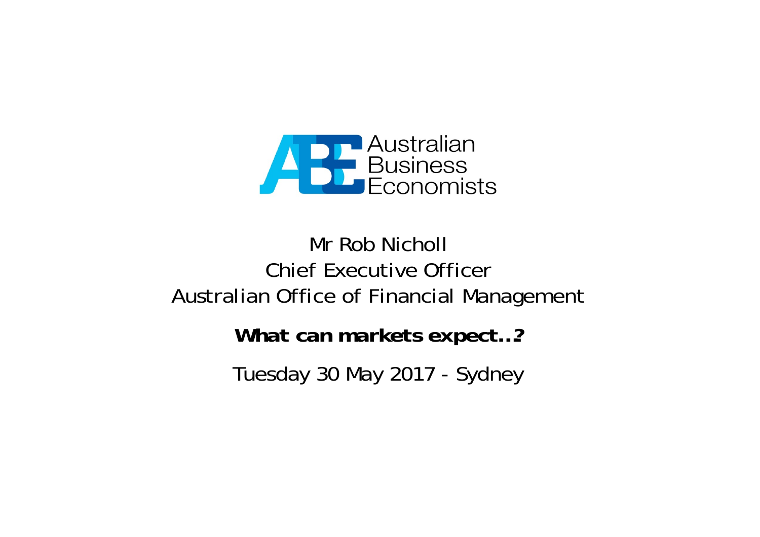Australian Business Economists

Mr Rob Nicholl

Chief Executive Officer

Australian Office of Financial Management

**What can markets expect…?**

Tuesday 30 May 2017 - Sydney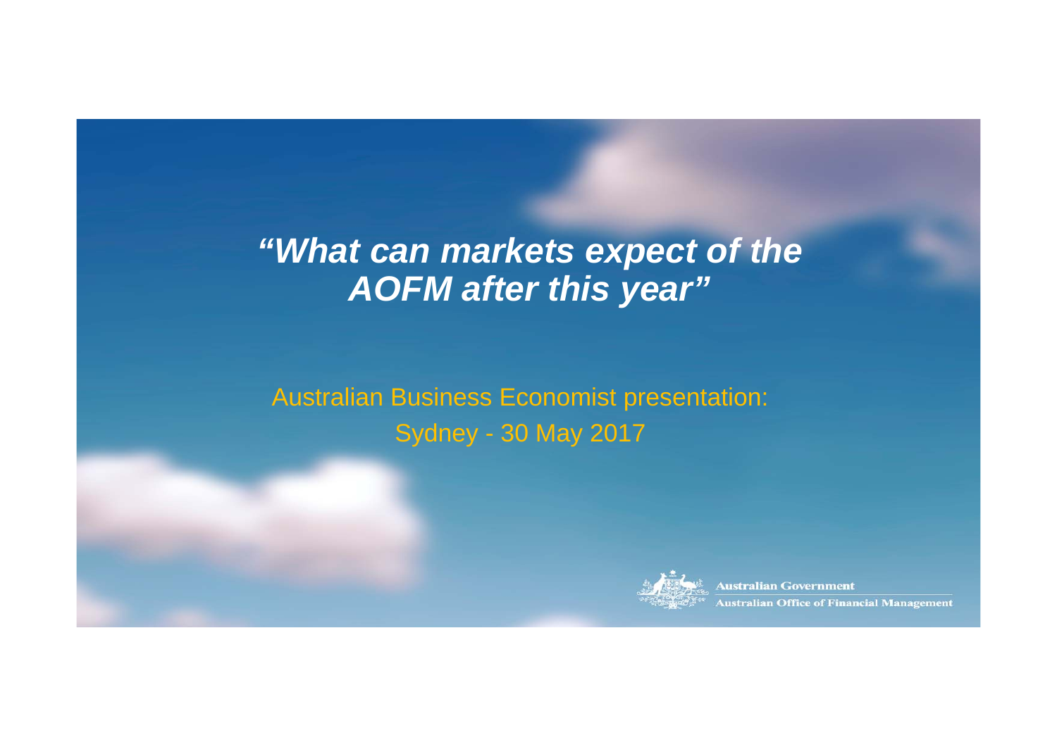# *"What can markets expect of the AOFM after this year"*

Australian Business Economist presentation:

Sydney - 30 May 2017

Australian Government

Australian Office of Financial Management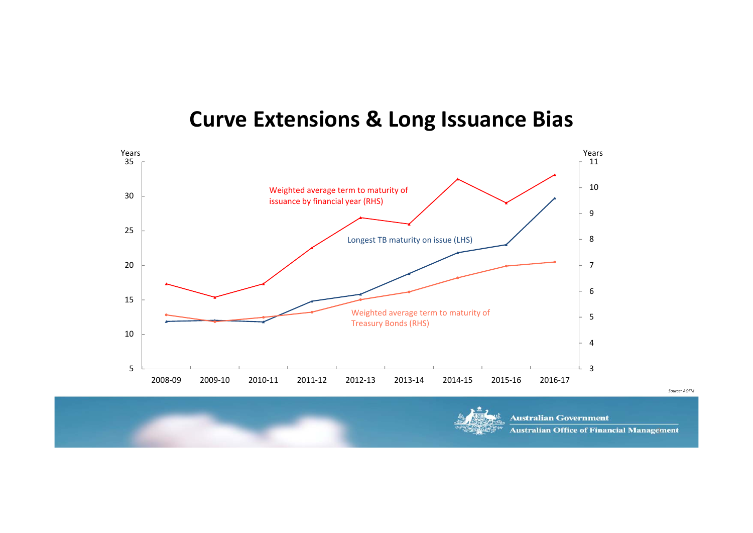# Curve Extensions & Long Issuance Bias

Years (LHS) / Years (RHS)

- Weighted average term to maturity of issuance by financial year (RHS)
- Longest TB maturity on issue (LHS)
- Weighted average term to maturity of Treasury Bonds (RHS)

2008-09, 2009-10, 2010-11, 2011-12, 2012-13, 2013-14, 2014-15, 2015-16, 2016-17

*Source: AOFM*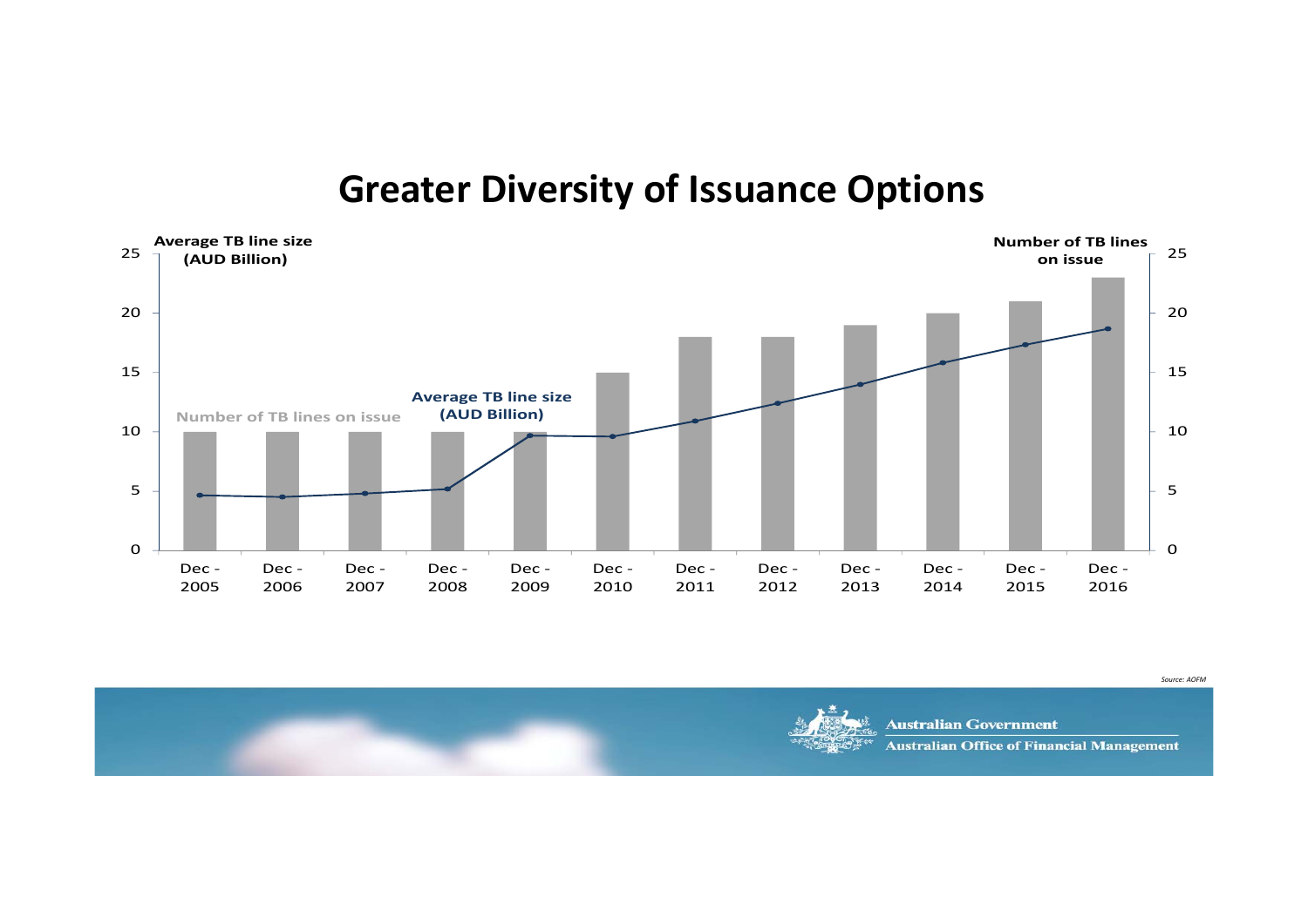# Greater Diversity of Issuance Options

Average TB line size (AUD Billion)

Number of TB lines on issue

| | Number of TB lines on issue | Average TB line size (AUD Billion) |
|---|---|---|
| Dec - 2005 | 10 | 4.6 |
| Dec - 2006 | 10 | 4.5 |
| Dec - 2007 | 10 | 4.8 |
| Dec - 2008 | 10 | 5.1 |
| Dec - 2009 | 10 | 9.7 |
| Dec - 2010 | 15 | 9.6 |
| Dec - 2011 | 18 | 10.9 |
| Dec - 2012 | 18 | 12.4 |
| Dec - 2013 | 19 | 14.0 |
| Dec - 2014 | 20 | 15.8 |
| Dec - 2015 | 21 | 17.3 |
| Dec - 2016 | 23 | 18.7 |

*Source: AOFM*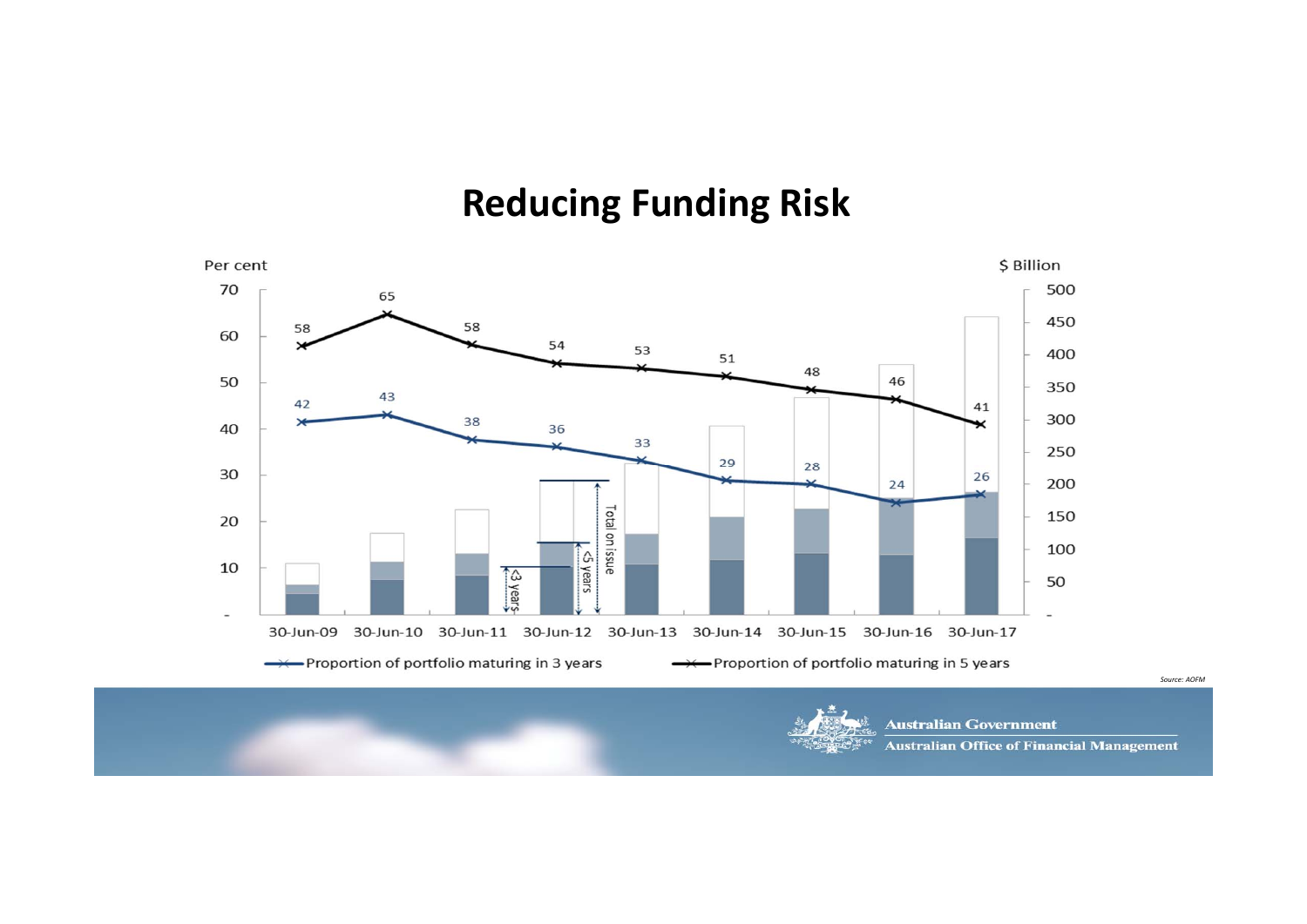# Reducing Funding Risk

Per cent | $ Billion

| | 30-Jun-09 | 30-Jun-10 | 30-Jun-11 | 30-Jun-12 | 30-Jun-13 | 30-Jun-14 | 30-Jun-15 | 30-Jun-16 | 30-Jun-17 |
|---|---|---|---|---|---|---|---|---|---|
| Proportion of portfolio maturing in 3 years | 42 | 43 | 38 | 36 | 33 | 29 | 28 | 24 | 26 |
| Proportion of portfolio maturing in 5 years | 58 | 65 | 58 | 54 | 53 | 51 | 48 | 46 | 41 |

<3 years | <5 years | Total on issue

Source: AOFM

Australian Government
Australian Office of Financial Management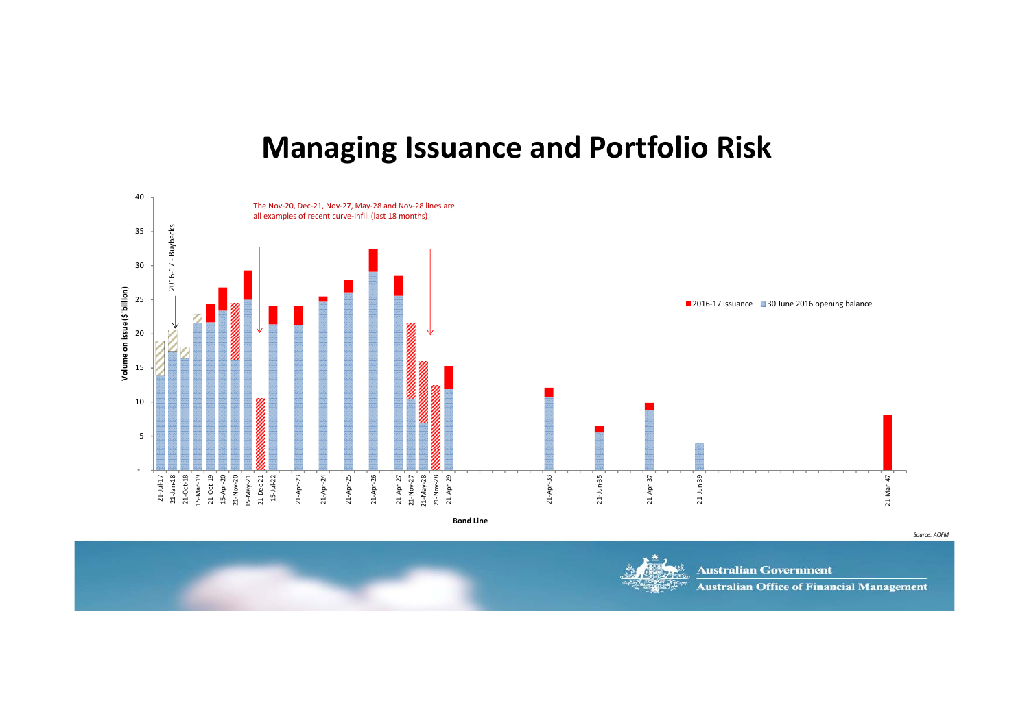# Managing Issuance and Portfolio Risk

The Nov-20, Dec-21, Nov-27, May-28 and Nov-28 lines are all examples of recent curve-infill (last 18 months)

2016-17 - Buybacks

Volume on issue ($'billion)

■ 2016-17 issuance ■ 30 June 2016 opening balance

21-Jul-17, 21-Jan-18, 21-Oct-18, 15-Mar-19, 21-Oct-19, 15-Apr-20, 21-Nov-20, 15-May-21, 21-Dec-21, 15-Jul-22, 21-Apr-23, 21-Apr-24, 21-Apr-25, 21-Apr-26, 21-Apr-27, 21-Nov-27, 21-May-28, 21-Nov-28, 21-Apr-29, 21-Apr-33, 21-Jun-35, 21-Apr-37, 21-Jun-39, 21-Mar-47

Bond Line

*Source: AOFM*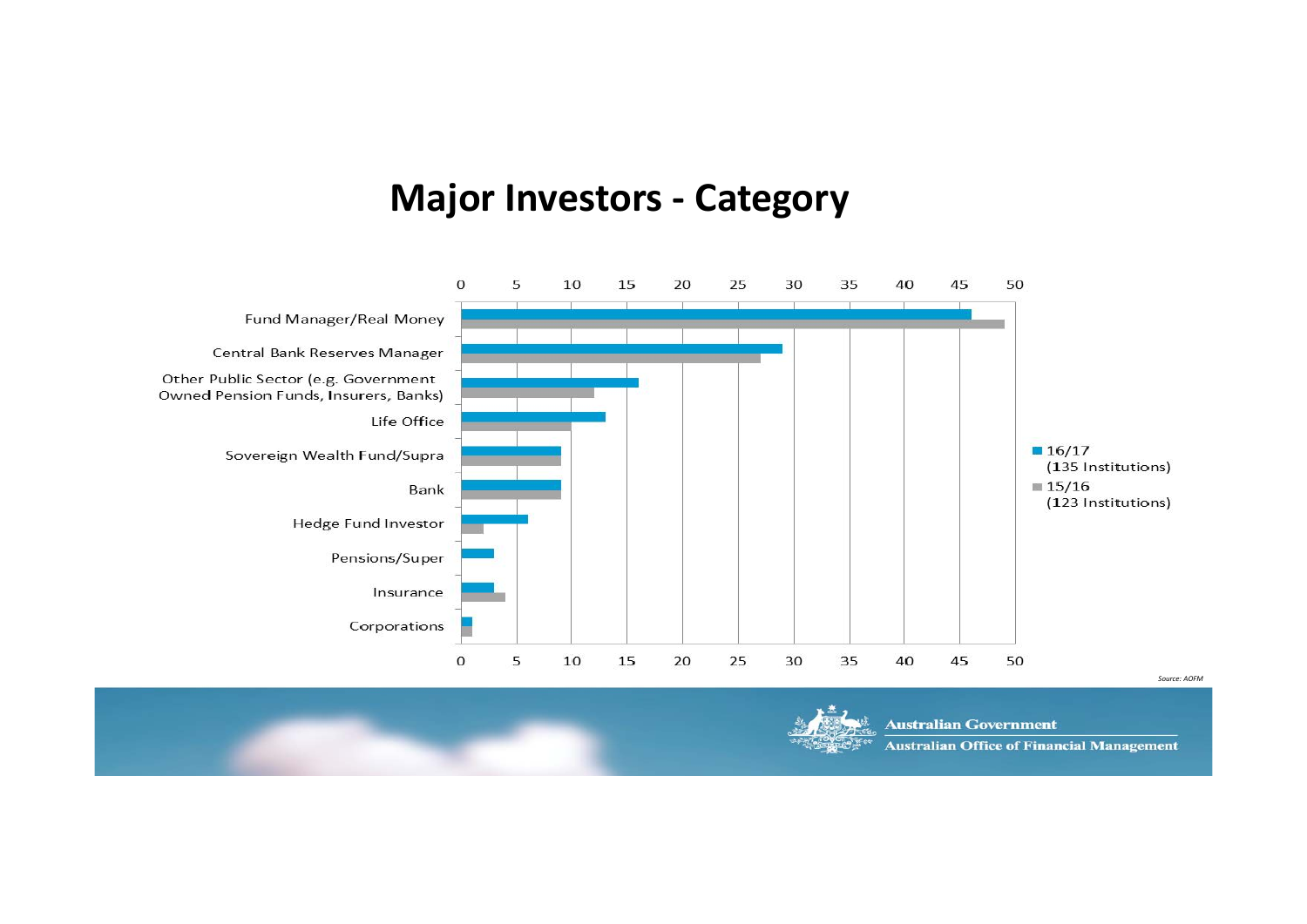# Major Investors - Category

| Category | 16/17 (135 Institutions) | 15/16 (123 Institutions) |
|---|---|---|
| Fund Manager/Real Money | 46 | 49 |
| Central Bank Reserves Manager | 29 | 27 |
| Other Public Sector (e.g. Government Owned Pension Funds, Insurers, Banks) | 16 | 12 |
| Life Office | 13 | 10 |
| Sovereign Wealth Fund/Supra | 9 | 9 |
| Bank | 9 | 9 |
| Hedge Fund Investor | 6 | 2 |
| Pensions/Super | 3 | 0 |
| Insurance | 3 | 4 |
| Corporations | 1 | 1 |

*Source: AOFM*

Australian Government
Australian Office of Financial Management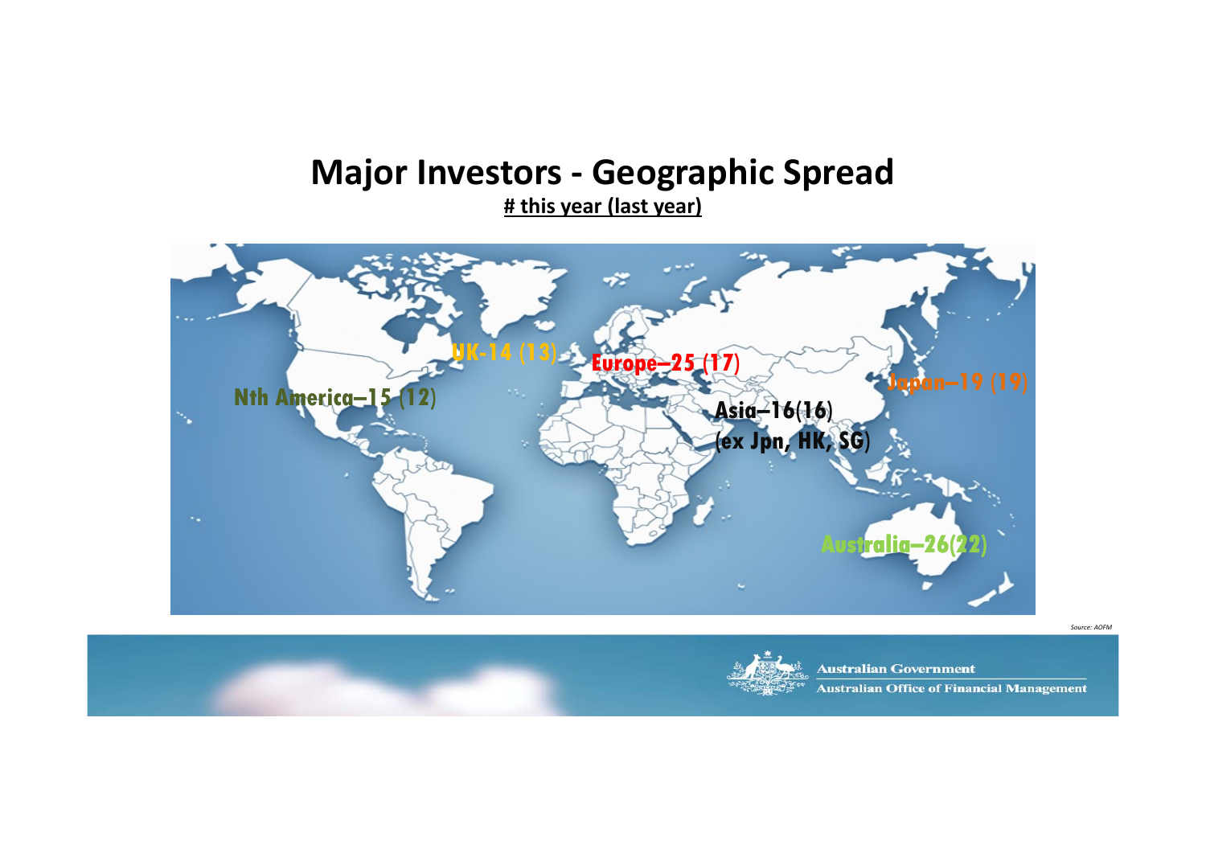# Major Investors - Geographic Spread

**# this year (last year)**

- UK-14 (13)
- Europe–25 (17)
- Japan–19 (19)
- Nth America–15 (12)
- Asia–16(16) (ex Jpn, HK, SG)
- Australia–26(22)

*Source: AOFM*

Australian Government
Australian Office of Financial Management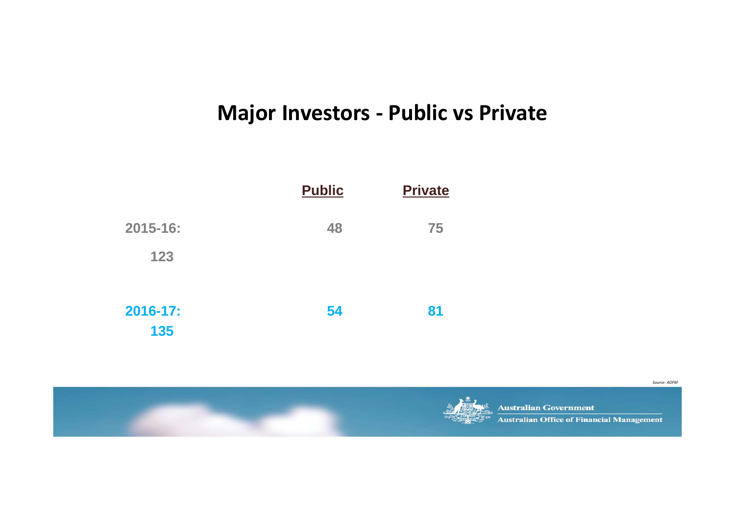# Major Investors - Public vs Private

| | Public | Private |
|---|---|---|
| 2015-16: 123 | 48 | 75 |
| 2016-17: 135 | 54 | 81 |

*Source: AOFM*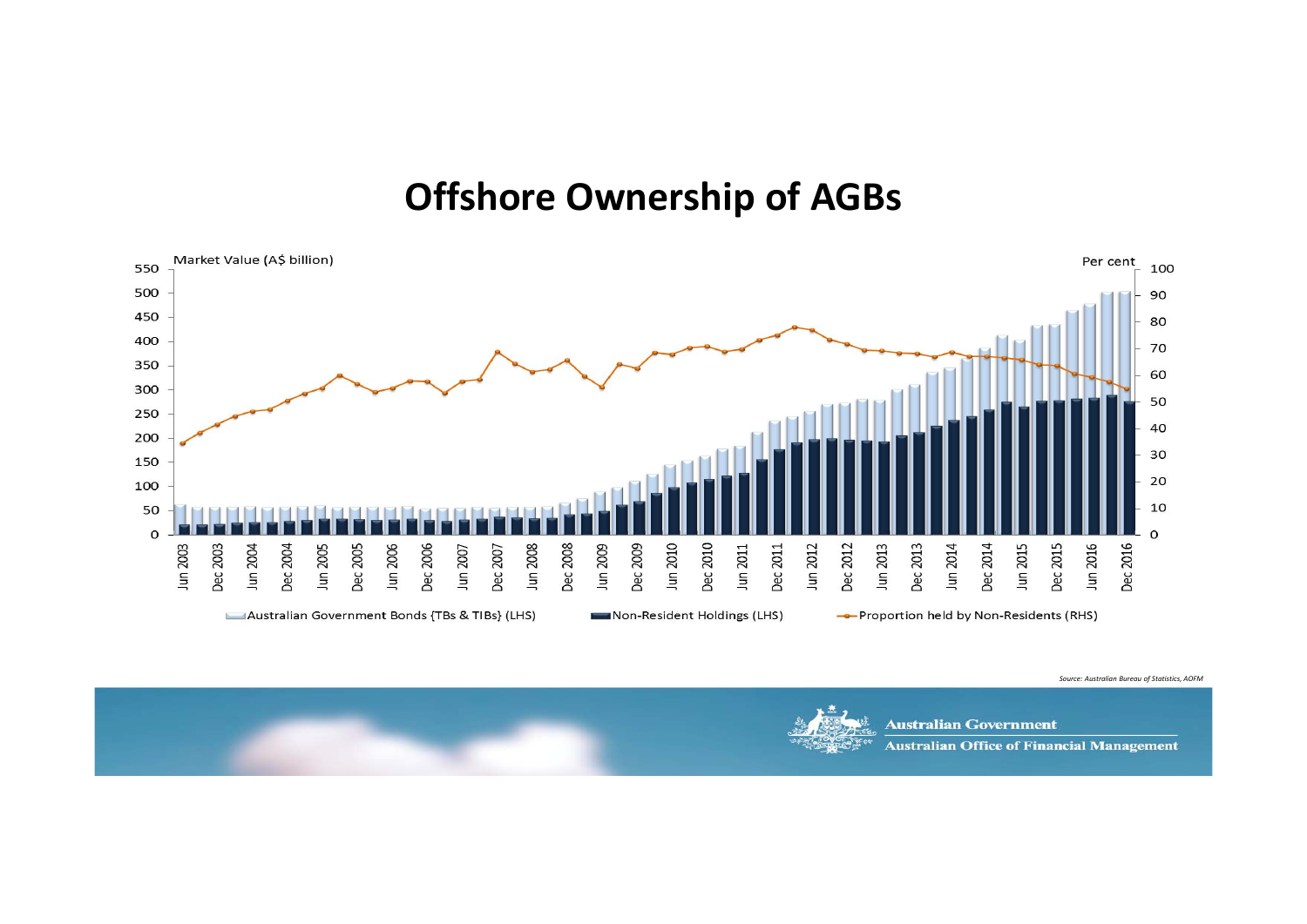# Offshore Ownership of AGBs

Market Value (A$ billion)

Per cent

Australian Government Bonds {TBs & TIBs} (LHS)

Non-Resident Holdings (LHS)

Proportion held by Non-Residents (RHS)

*Source: Australian Bureau of Statistics, AOFM*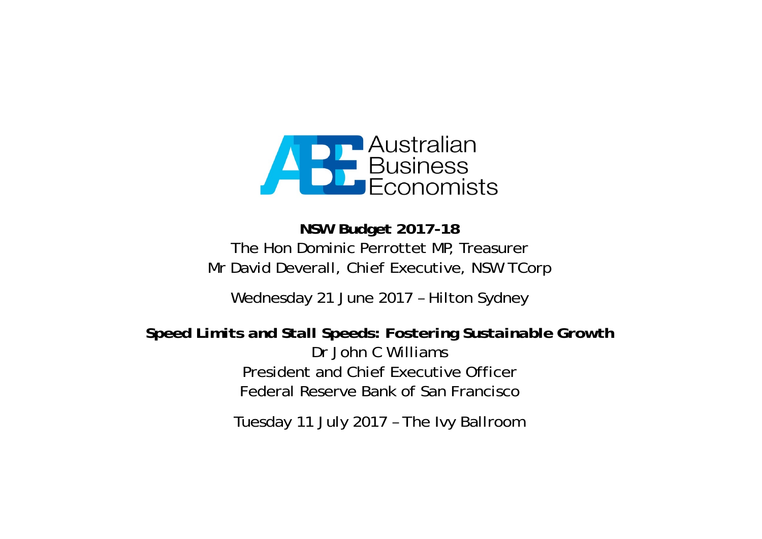Australian Business Economists

**NSW Budget 2017-18**

The Hon Dominic Perrottet MP, Treasurer

Mr David Deverall, Chief Executive, NSW TCorp

Wednesday 21 June 2017 – Hilton Sydney

**Speed Limits and Stall Speeds: Fostering Sustainable Growth**

Dr John C Williams

President and Chief Executive Officer

Federal Reserve Bank of San Francisco

Tuesday 11 July 2017 – The Ivy Ballroom